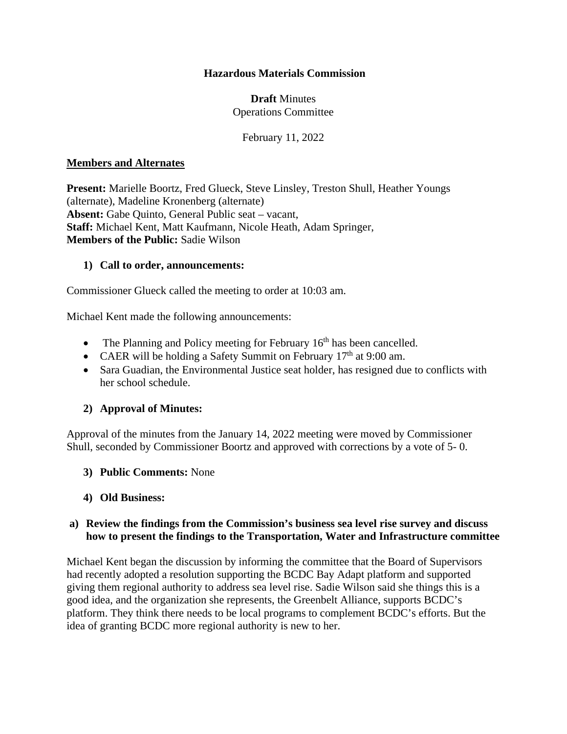**Hazardous Materials Commission**

**Draft** Minutes
Operations Committee

February 11, 2022

**Members and Alternates**

**Present:** Marielle Boortz, Fred Glueck, Steve Linsley, Treston Shull, Heather Youngs (alternate), Madeline Kronenberg (alternate)
**Absent:** Gabe Quinto, General Public seat – vacant,
**Staff:** Michael Kent, Matt Kaufmann, Nicole Heath, Adam Springer,
**Members of the Public:** Sadie Wilson

**1) Call to order, announcements:**

Commissioner Glueck called the meeting to order at 10:03 am.

Michael Kent made the following announcements:

- The Planning and Policy meeting for February 16th has been cancelled.
- CAER will be holding a Safety Summit on February 17th at 9:00 am.
- Sara Guadian, the Environmental Justice seat holder, has resigned due to conflicts with her school schedule.

**2) Approval of Minutes:**

Approval of the minutes from the January 14, 2022 meeting were moved by Commissioner Shull, seconded by Commissioner Boortz and approved with corrections by a vote of 5- 0.

**3) Public Comments:** None

**4) Old Business:**

**a) Review the findings from the Commission's business sea level rise survey and discuss how to present the findings to the Transportation, Water and Infrastructure committee**

Michael Kent began the discussion by informing the committee that the Board of Supervisors had recently adopted a resolution supporting the BCDC Bay Adapt platform and supported giving them regional authority to address sea level rise. Sadie Wilson said she things this is a good idea, and the organization she represents, the Greenbelt Alliance, supports BCDC's platform. They think there needs to be local programs to complement BCDC's efforts. But the idea of granting BCDC more regional authority is new to her.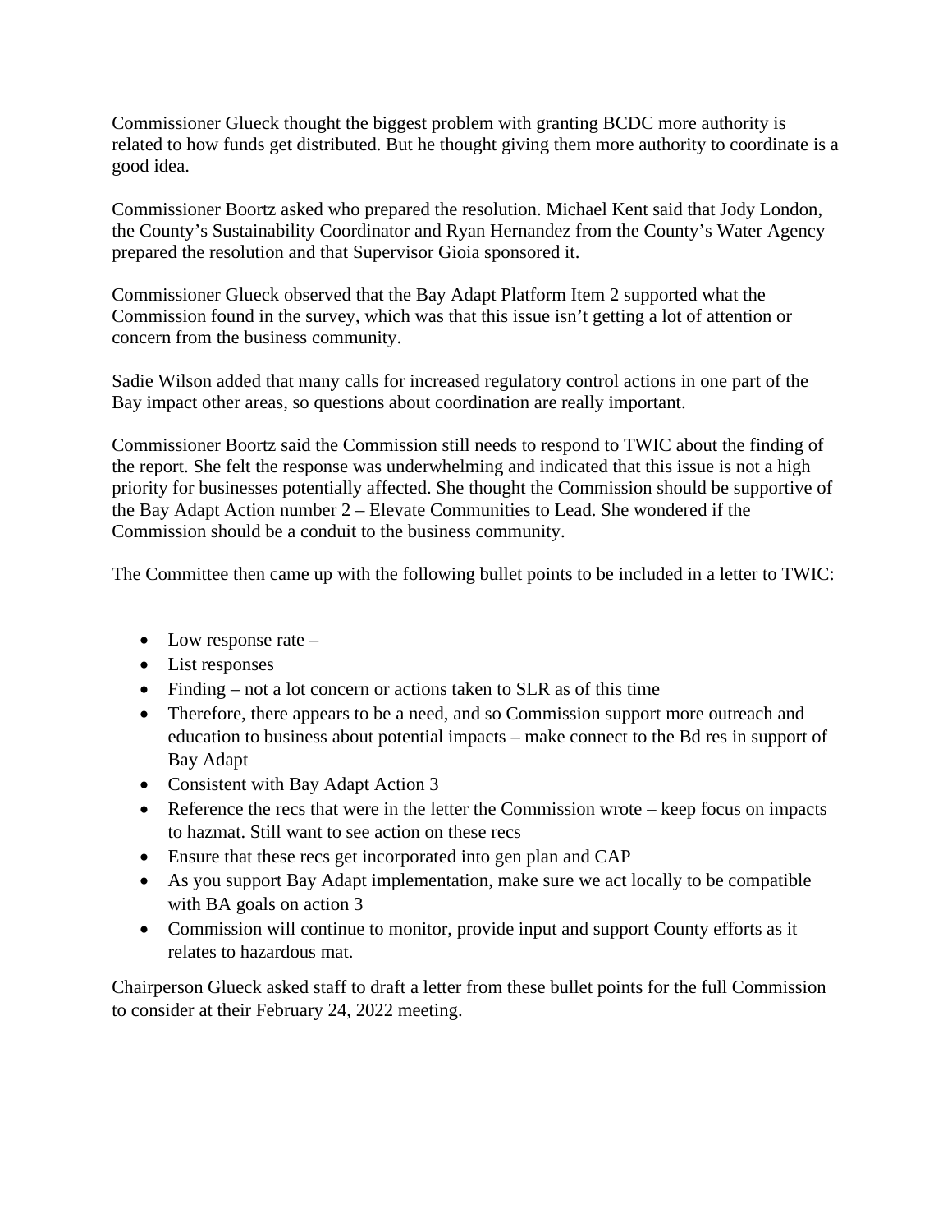Commissioner Glueck thought the biggest problem with granting BCDC more authority is related to how funds get distributed. But he thought giving them more authority to coordinate is a good idea.

Commissioner Boortz asked who prepared the resolution. Michael Kent said that Jody London, the County's Sustainability Coordinator and Ryan Hernandez from the County's Water Agency prepared the resolution and that Supervisor Gioia sponsored it.

Commissioner Glueck observed that the Bay Adapt Platform Item 2 supported what the Commission found in the survey, which was that this issue isn't getting a lot of attention or concern from the business community.

Sadie Wilson added that many calls for increased regulatory control actions in one part of the Bay impact other areas, so questions about coordination are really important.

Commissioner Boortz said the Commission still needs to respond to TWIC about the finding of the report. She felt the response was underwhelming and indicated that this issue is not a high priority for businesses potentially affected. She thought the Commission should be supportive of the Bay Adapt Action number 2 – Elevate Communities to Lead. She wondered if the Commission should be a conduit to the business community.

The Committee then came up with the following bullet points to be included in a letter to TWIC:

- Low response rate –
- List responses
- Finding – not a lot concern or actions taken to SLR as of this time
- Therefore, there appears to be a need, and so Commission support more outreach and education to business about potential impacts – make connect to the Bd res in support of Bay Adapt
- Consistent with Bay Adapt Action 3
- Reference the recs that were in the letter the Commission wrote – keep focus on impacts to hazmat. Still want to see action on these recs
- Ensure that these recs get incorporated into gen plan and CAP
- As you support Bay Adapt implementation, make sure we act locally to be compatible with BA goals on action 3
- Commission will continue to monitor, provide input and support County efforts as it relates to hazardous mat.

Chairperson Glueck asked staff to draft a letter from these bullet points for the full Commission to consider at their February 24, 2022 meeting.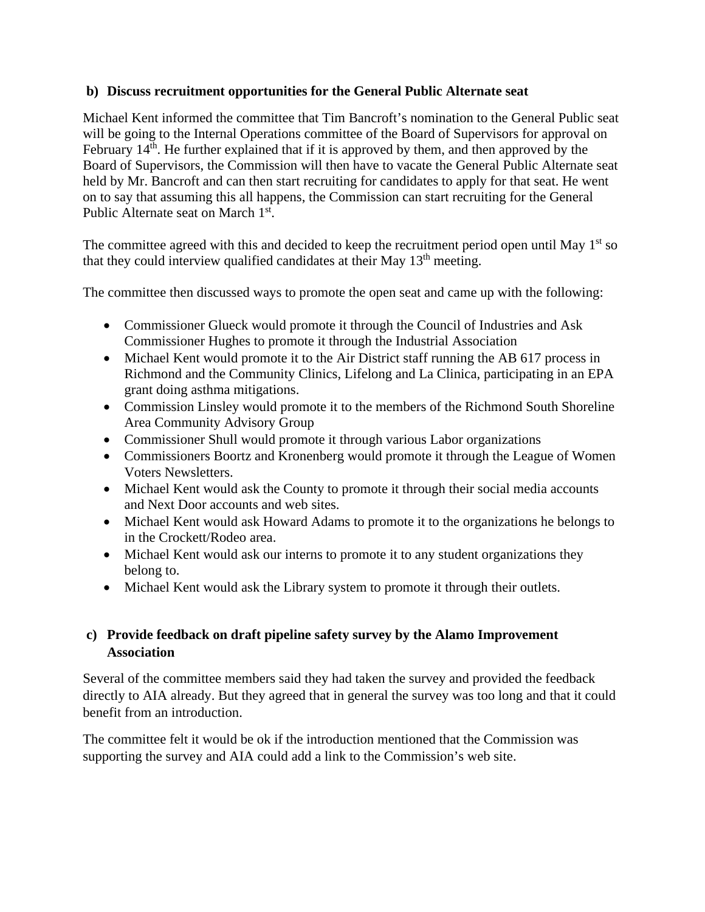**b) Discuss recruitment opportunities for the General Public Alternate seat**

Michael Kent informed the committee that Tim Bancroft's nomination to the General Public seat will be going to the Internal Operations committee of the Board of Supervisors for approval on February 14th. He further explained that if it is approved by them, and then approved by the Board of Supervisors, the Commission will then have to vacate the General Public Alternate seat held by Mr. Bancroft and can then start recruiting for candidates to apply for that seat. He went on to say that assuming this all happens, the Commission can start recruiting for the General Public Alternate seat on March 1st.

The committee agreed with this and decided to keep the recruitment period open until May 1st so that they could interview qualified candidates at their May 13th meeting.

The committee then discussed ways to promote the open seat and came up with the following:

- Commissioner Glueck would promote it through the Council of Industries and Ask Commissioner Hughes to promote it through the Industrial Association
- Michael Kent would promote it to the Air District staff running the AB 617 process in Richmond and the Community Clinics, Lifelong and La Clinica, participating in an EPA grant doing asthma mitigations.
- Commission Linsley would promote it to the members of the Richmond South Shoreline Area Community Advisory Group
- Commissioner Shull would promote it through various Labor organizations
- Commissioners Boortz and Kronenberg would promote it through the League of Women Voters Newsletters.
- Michael Kent would ask the County to promote it through their social media accounts and Next Door accounts and web sites.
- Michael Kent would ask Howard Adams to promote it to the organizations he belongs to in the Crockett/Rodeo area.
- Michael Kent would ask our interns to promote it to any student organizations they belong to.
- Michael Kent would ask the Library system to promote it through their outlets.

**c) Provide feedback on draft pipeline safety survey by the Alamo Improvement Association**

Several of the committee members said they had taken the survey and provided the feedback directly to AIA already. But they agreed that in general the survey was too long and that it could benefit from an introduction.

The committee felt it would be ok if the introduction mentioned that the Commission was supporting the survey and AIA could add a link to the Commission's web site.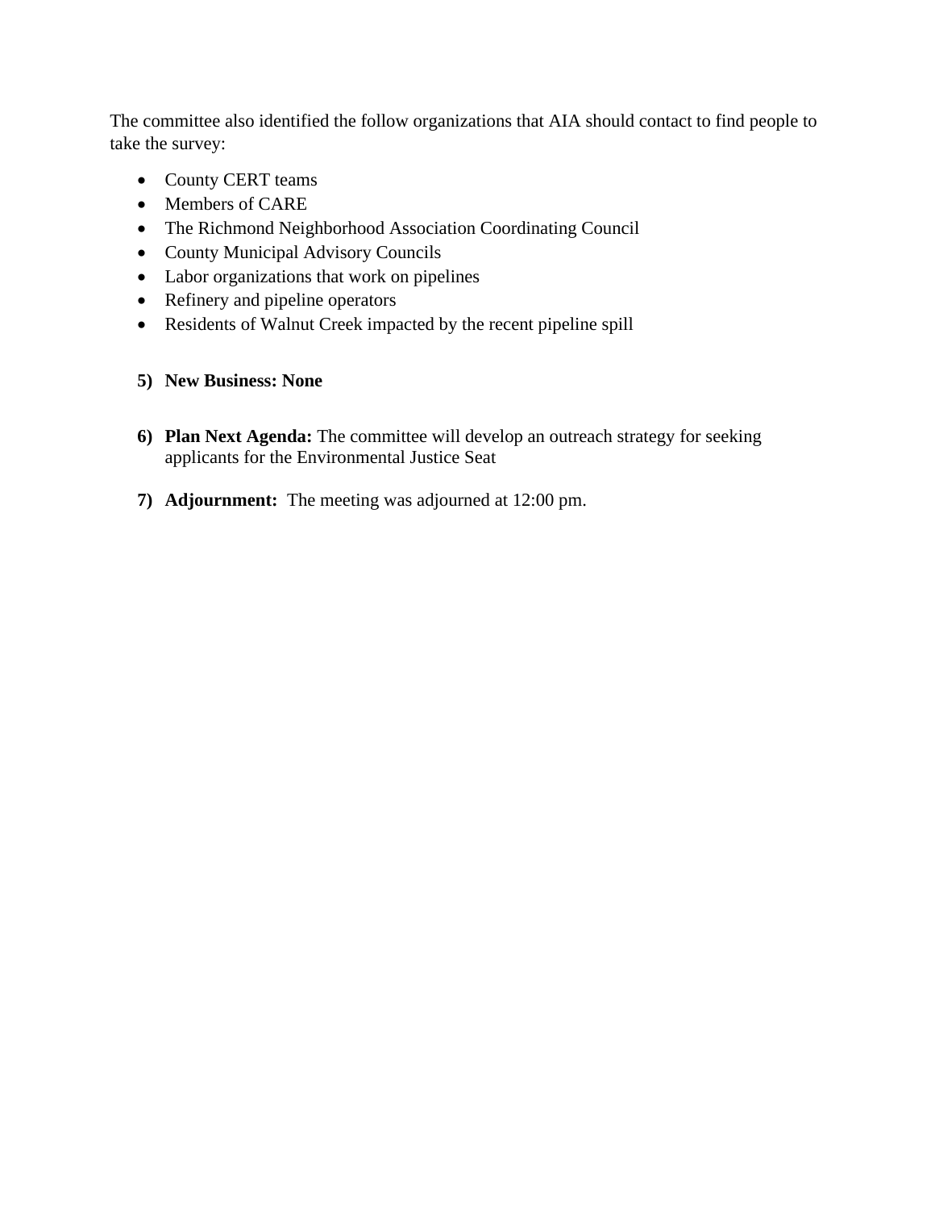The committee also identified the follow organizations that AIA should contact to find people to take the survey:

- County CERT teams
- Members of CARE
- The Richmond Neighborhood Association Coordinating Council
- County Municipal Advisory Councils
- Labor organizations that work on pipelines
- Refinery and pipeline operators
- Residents of Walnut Creek impacted by the recent pipeline spill

5) **New Business: None**

6) **Plan Next Agenda:** The committee will develop an outreach strategy for seeking applicants for the Environmental Justice Seat

7) **Adjournment:** The meeting was adjourned at 12:00 pm.